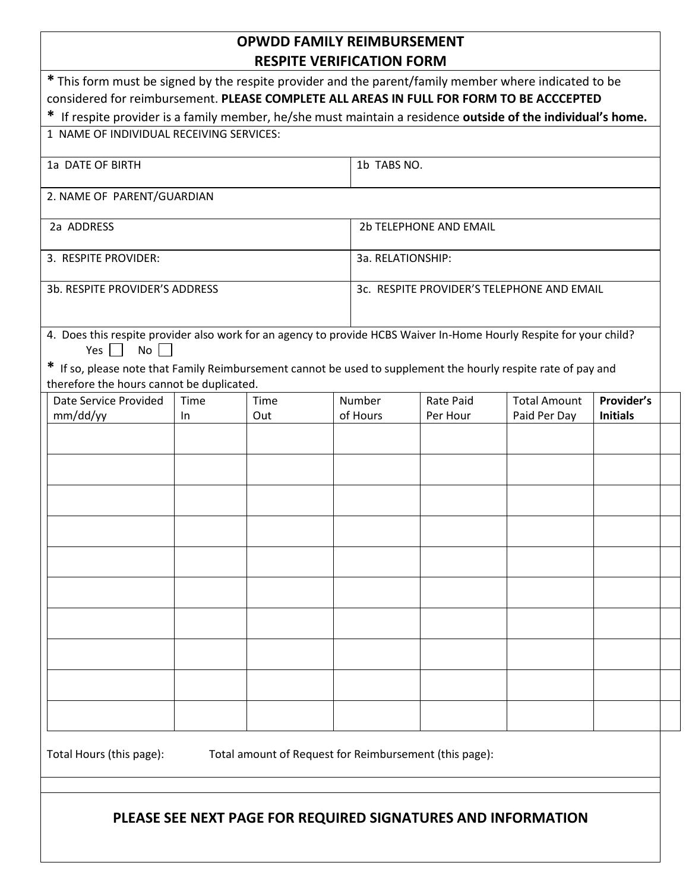# OPWDD FAMILY REIMBURSEMENT
# RESPITE VERIFICATION FORM

**\*** This form must be signed by the respite provider and the parent/family member where indicated to be considered for reimbursement. **PLEASE COMPLETE ALL AREAS IN FULL FOR FORM TO BE ACCCEPTED**

**\*** If respite provider is a family member, he/she must maintain a residence **outside of the individual's home.**

1 NAME OF INDIVIDUAL RECEIVING SERVICES:

| 1a DATE OF BIRTH | 1b TABS NO. |
|---|---|

2. NAME OF PARENT/GUARDIAN

| 2a ADDRESS | 2b TELEPHONE AND EMAIL |
|---|---|
| 3. RESPITE PROVIDER: | 3a. RELATIONSHIP: |
| 3b. RESPITE PROVIDER'S ADDRESS | 3c. RESPITE PROVIDER'S TELEPHONE AND EMAIL |

4. Does this respite provider also work for an agency to provide HCBS Waiver In-Home Hourly Respite for your child?

Yes ☐ No ☐

**\*** If so, please note that Family Reimbursement cannot be used to supplement the hourly respite rate of pay and therefore the hours cannot be duplicated.

| Date Service Provided mm/dd/yy | Time In | Time Out | Number of Hours | Rate Paid Per Hour | Total Amount Paid Per Day | **Provider's Initials** |
|---|---|---|---|---|---|---|
| | | | | | | |
| | | | | | | |
| | | | | | | |
| | | | | | | |
| | | | | | | |
| | | | | | | |
| | | | | | | |
| | | | | | | |
| | | | | | | |
| | | | | | | |

Total Hours (this page): Total amount of Request for Reimbursement (this page):

**PLEASE SEE NEXT PAGE FOR REQUIRED SIGNATURES AND INFORMATION**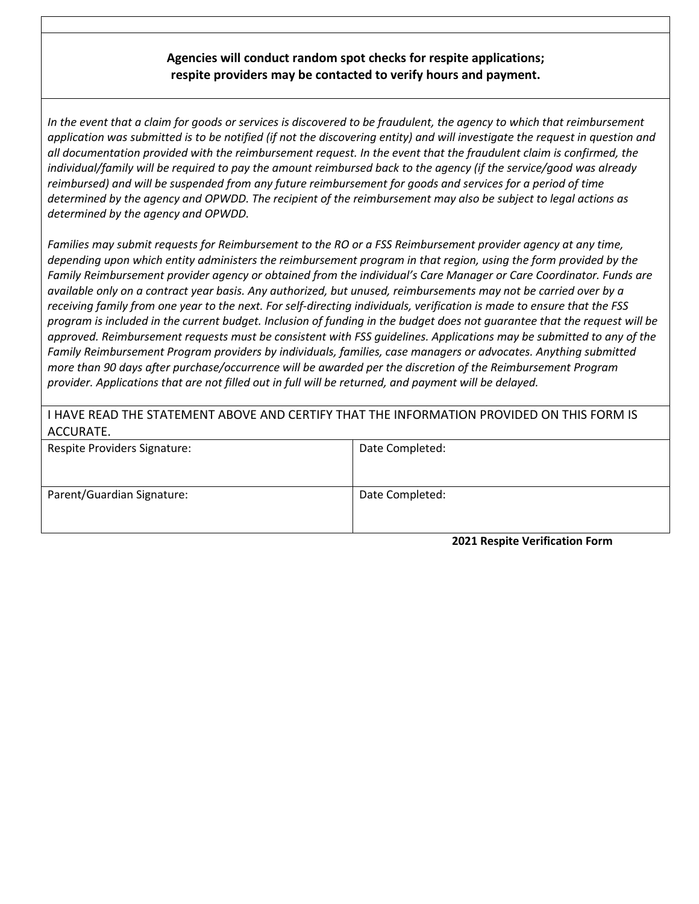**Agencies will conduct random spot checks for respite applications; respite providers may be contacted to verify hours and payment.**

*In the event that a claim for goods or services is discovered to be fraudulent, the agency to which that reimbursement application was submitted is to be notified (if not the discovering entity) and will investigate the request in question and all documentation provided with the reimbursement request. In the event that the fraudulent claim is confirmed, the individual/family will be required to pay the amount reimbursed back to the agency (if the service/good was already reimbursed) and will be suspended from any future reimbursement for goods and services for a period of time determined by the agency and OPWDD. The recipient of the reimbursement may also be subject to legal actions as determined by the agency and OPWDD.*

*Families may submit requests for Reimbursement to the RO or a FSS Reimbursement provider agency at any time, depending upon which entity administers the reimbursement program in that region, using the form provided by the Family Reimbursement provider agency or obtained from the individual's Care Manager or Care Coordinator. Funds are available only on a contract year basis. Any authorized, but unused, reimbursements may not be carried over by a receiving family from one year to the next. For self-directing individuals, verification is made to ensure that the FSS program is included in the current budget. Inclusion of funding in the budget does not guarantee that the request will be approved. Reimbursement requests must be consistent with FSS guidelines. Applications may be submitted to any of the Family Reimbursement Program providers by individuals, families, case managers or advocates. Anything submitted more than 90 days after purchase/occurrence will be awarded per the discretion of the Reimbursement Program provider. Applications that are not filled out in full will be returned, and payment will be delayed.*

I HAVE READ THE STATEMENT ABOVE AND CERTIFY THAT THE INFORMATION PROVIDED ON THIS FORM IS ACCURATE.

| | |
|---|---|
| Respite Providers Signature: | Date Completed: |
| Parent/Guardian Signature: | Date Completed: |

**2021 Respite Verification Form**